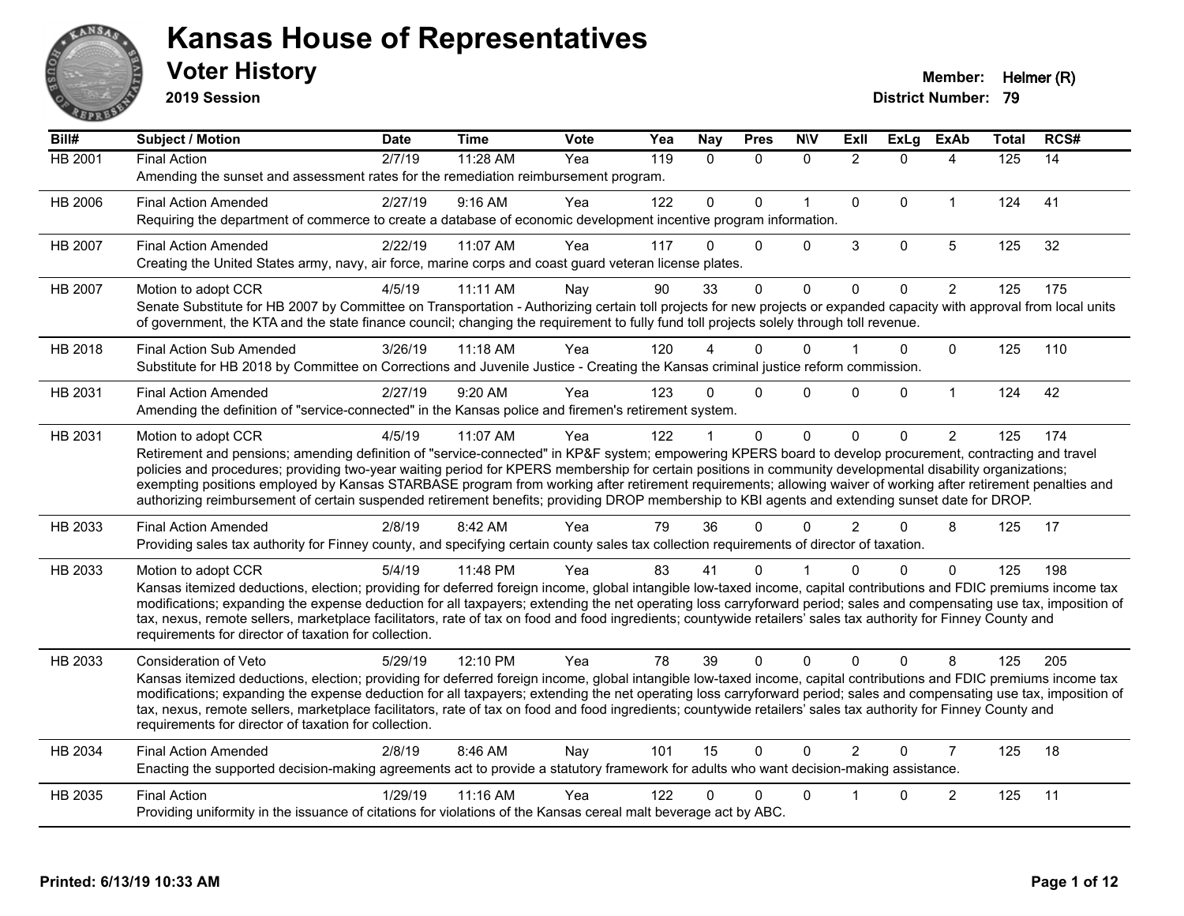# Kansas House of Representatives

## Voter History

**2019 Session**

**Member:** Helmer (R)
**District Number:** 79

| Bill# | Subject / Motion | Date | Time | Vote | Yea | Nay | Pres | N\V | ExII | ExLg | ExAb | Total | RCS# |
|---|---|---|---|---|---|---|---|---|---|---|---|---|---|
| HB 2001 | Final Action | 2/7/19 | 11:28 AM | Yea | 119 | 0 | 0 | 0 | 2 | 0 | 4 | 125 | 14 |
| | Amending the sunset and assessment rates for the remediation reimbursement program. | | | | | | | | | | | | |
| HB 2006 | Final Action Amended | 2/27/19 | 9:16 AM | Yea | 122 | 0 | 0 | 1 | 0 | 0 | 1 | 124 | 41 |
| | Requiring the department of commerce to create a database of economic development incentive program information. | | | | | | | | | | | | |
| HB 2007 | Final Action Amended | 2/22/19 | 11:07 AM | Yea | 117 | 0 | 0 | 0 | 3 | 0 | 5 | 125 | 32 |
| | Creating the United States army, navy, air force, marine corps and coast guard veteran license plates. | | | | | | | | | | | | |
| HB 2007 | Motion to adopt CCR | 4/5/19 | 11:11 AM | Nay | 90 | 33 | 0 | 0 | 0 | 0 | 2 | 125 | 175 |
| | Senate Substitute for HB 2007 by Committee on Transportation - Authorizing certain toll projects for new projects or expanded capacity with approval from local units of government, the KTA and the state finance council; changing the requirement to fully fund toll projects solely through toll revenue. | | | | | | | | | | | | |
| HB 2018 | Final Action Sub Amended | 3/26/19 | 11:18 AM | Yea | 120 | 4 | 0 | 0 | 1 | 0 | 0 | 125 | 110 |
| | Substitute for HB 2018 by Committee on Corrections and Juvenile Justice - Creating the Kansas criminal justice reform commission. | | | | | | | | | | | | |
| HB 2031 | Final Action Amended | 2/27/19 | 9:20 AM | Yea | 123 | 0 | 0 | 0 | 0 | 0 | 1 | 124 | 42 |
| | Amending the definition of "service-connected" in the Kansas police and firemen's retirement system. | | | | | | | | | | | | |
| HB 2031 | Motion to adopt CCR | 4/5/19 | 11:07 AM | Yea | 122 | 1 | 0 | 0 | 0 | 0 | 2 | 125 | 174 |
| | Retirement and pensions; amending definition of "service-connected" in KP&F system; empowering KPERS board to develop procurement, contracting and travel policies and procedures; providing two-year waiting period for KPERS membership for certain positions in community developmental disability organizations; exempting positions employed by Kansas STARBASE program from working after retirement requirements; allowing waiver of working after retirement penalties and authorizing reimbursement of certain suspended retirement benefits; providing DROP membership to KBI agents and extending sunset date for DROP. | | | | | | | | | | | | |
| HB 2033 | Final Action Amended | 2/8/19 | 8:42 AM | Yea | 79 | 36 | 0 | 0 | 2 | 0 | 8 | 125 | 17 |
| | Providing sales tax authority for Finney county, and specifying certain county sales tax collection requirements of director of taxation. | | | | | | | | | | | | |
| HB 2033 | Motion to adopt CCR | 5/4/19 | 11:48 PM | Yea | 83 | 41 | 0 | 1 | 0 | 0 | 0 | 125 | 198 |
| | Kansas itemized deductions, election; providing for deferred foreign income, global intangible low-taxed income, capital contributions and FDIC premiums income tax modifications; expanding the expense deduction for all taxpayers; extending the net operating loss carryforward period; sales and compensating use tax, imposition of tax, nexus, remote sellers, marketplace facilitators, rate of tax on food and food ingredients; countywide retailers' sales tax authority for Finney County and requirements for director of taxation for collection. | | | | | | | | | | | | |
| HB 2033 | Consideration of Veto | 5/29/19 | 12:10 PM | Yea | 78 | 39 | 0 | 0 | 0 | 0 | 8 | 125 | 205 |
| | Kansas itemized deductions, election; providing for deferred foreign income, global intangible low-taxed income, capital contributions and FDIC premiums income tax modifications; expanding the expense deduction for all taxpayers; extending the net operating loss carryforward period; sales and compensating use tax, imposition of tax, nexus, remote sellers, marketplace facilitators, rate of tax on food and food ingredients; countywide retailers' sales tax authority for Finney County and requirements for director of taxation for collection. | | | | | | | | | | | | |
| HB 2034 | Final Action Amended | 2/8/19 | 8:46 AM | Nay | 101 | 15 | 0 | 0 | 2 | 0 | 7 | 125 | 18 |
| | Enacting the supported decision-making agreements act to provide a statutory framework for adults who want decision-making assistance. | | | | | | | | | | | | |
| HB 2035 | Final Action | 1/29/19 | 11:16 AM | Yea | 122 | 0 | 0 | 0 | 1 | 0 | 2 | 125 | 11 |
| | Providing uniformity in the issuance of citations for violations of the Kansas cereal malt beverage act by ABC. | | | | | | | | | | | | |

Printed: 6/13/19 10:33 AM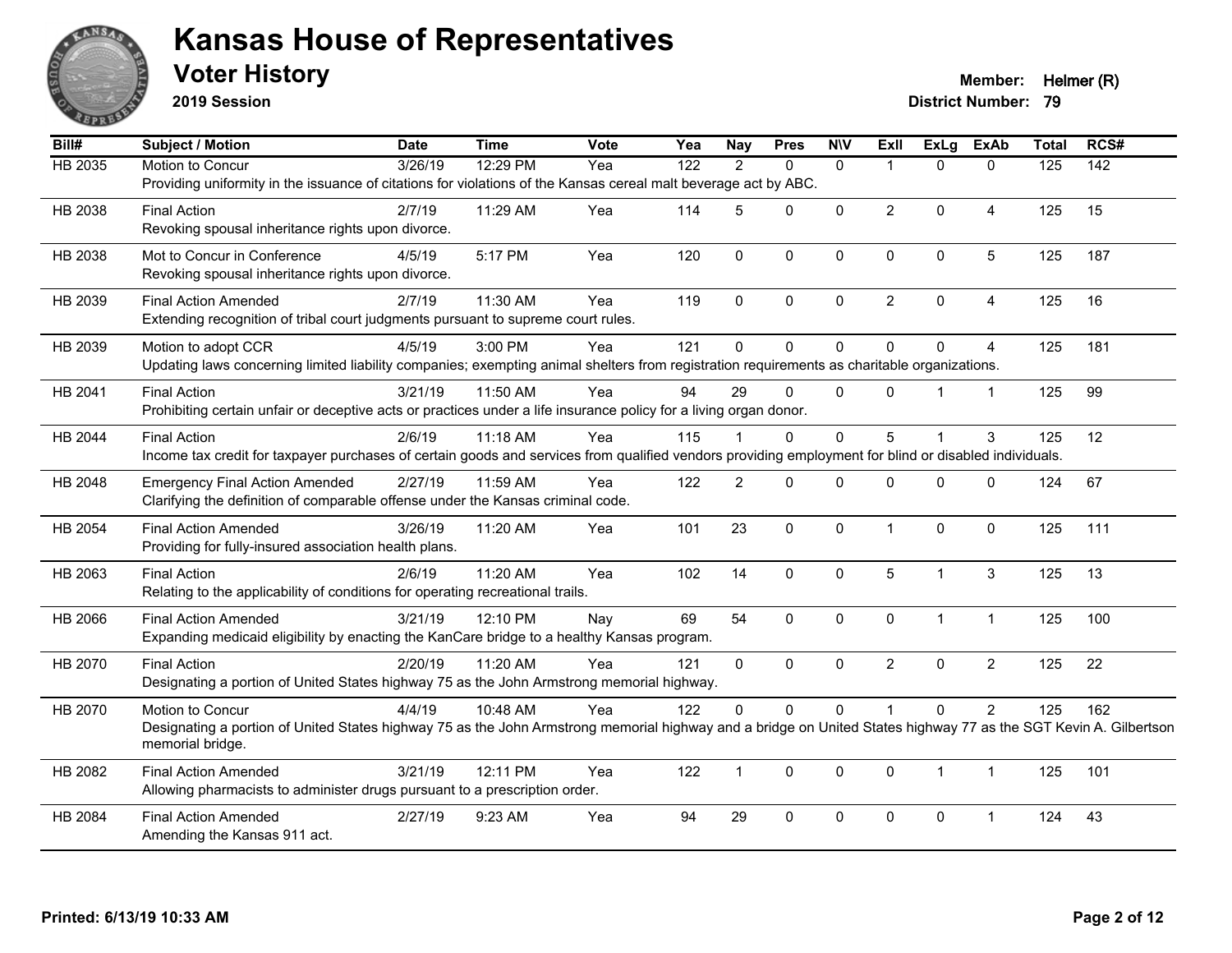# Kansas House of Representatives

## Voter History

**2019 Session**

**Member:** Helmer (R)
**District Number:** 79

| Bill# | Subject / Motion | Date | Time | Vote | Yea | Nay | Pres | N\V | ExII | ExLg | ExAb | Total | RCS# |
|---|---|---|---|---|---|---|---|---|---|---|---|---|---|
| HB 2035 | Motion to Concur | 3/26/19 | 12:29 PM | Yea | 122 | 2 | 0 | 0 | 1 | 0 | 0 | 125 | 142 |
| | Providing uniformity in the issuance of citations for violations of the Kansas cereal malt beverage act by ABC. | | | | | | | | | | | | |
| HB 2038 | Final Action | 2/7/19 | 11:29 AM | Yea | 114 | 5 | 0 | 0 | 2 | 0 | 4 | 125 | 15 |
| | Revoking spousal inheritance rights upon divorce. | | | | | | | | | | | | |
| HB 2038 | Mot to Concur in Conference | 4/5/19 | 5:17 PM | Yea | 120 | 0 | 0 | 0 | 0 | 0 | 5 | 125 | 187 |
| | Revoking spousal inheritance rights upon divorce. | | | | | | | | | | | | |
| HB 2039 | Final Action Amended | 2/7/19 | 11:30 AM | Yea | 119 | 0 | 0 | 0 | 2 | 0 | 4 | 125 | 16 |
| | Extending recognition of tribal court judgments pursuant to supreme court rules. | | | | | | | | | | | | |
| HB 2039 | Motion to adopt CCR | 4/5/19 | 3:00 PM | Yea | 121 | 0 | 0 | 0 | 0 | 0 | 4 | 125 | 181 |
| | Updating laws concerning limited liability companies; exempting animal shelters from registration requirements as charitable organizations. | | | | | | | | | | | | |
| HB 2041 | Final Action | 3/21/19 | 11:50 AM | Yea | 94 | 29 | 0 | 0 | 0 | 1 | 1 | 125 | 99 |
| | Prohibiting certain unfair or deceptive acts or practices under a life insurance policy for a living organ donor. | | | | | | | | | | | | |
| HB 2044 | Final Action | 2/6/19 | 11:18 AM | Yea | 115 | 1 | 0 | 0 | 5 | 1 | 3 | 125 | 12 |
| | Income tax credit for taxpayer purchases of certain goods and services from qualified vendors providing employment for blind or disabled individuals. | | | | | | | | | | | | |
| HB 2048 | Emergency Final Action Amended | 2/27/19 | 11:59 AM | Yea | 122 | 2 | 0 | 0 | 0 | 0 | 0 | 124 | 67 |
| | Clarifying the definition of comparable offense under the Kansas criminal code. | | | | | | | | | | | | |
| HB 2054 | Final Action Amended | 3/26/19 | 11:20 AM | Yea | 101 | 23 | 0 | 0 | 1 | 0 | 0 | 125 | 111 |
| | Providing for fully-insured association health plans. | | | | | | | | | | | | |
| HB 2063 | Final Action | 2/6/19 | 11:20 AM | Yea | 102 | 14 | 0 | 0 | 5 | 1 | 3 | 125 | 13 |
| | Relating to the applicability of conditions for operating recreational trails. | | | | | | | | | | | | |
| HB 2066 | Final Action Amended | 3/21/19 | 12:10 PM | Nay | 69 | 54 | 0 | 0 | 0 | 1 | 1 | 125 | 100 |
| | Expanding medicaid eligibility by enacting the KanCare bridge to a healthy Kansas program. | | | | | | | | | | | | |
| HB 2070 | Final Action | 2/20/19 | 11:20 AM | Yea | 121 | 0 | 0 | 0 | 2 | 0 | 2 | 125 | 22 |
| | Designating a portion of United States highway 75 as the John Armstrong memorial highway. | | | | | | | | | | | | |
| HB 2070 | Motion to Concur | 4/4/19 | 10:48 AM | Yea | 122 | 0 | 0 | 0 | 1 | 0 | 2 | 125 | 162 |
| | Designating a portion of United States highway 75 as the John Armstrong memorial highway and a bridge on United States highway 77 as the SGT Kevin A. Gilbertson memorial bridge. | | | | | | | | | | | | |
| HB 2082 | Final Action Amended | 3/21/19 | 12:11 PM | Yea | 122 | 1 | 0 | 0 | 0 | 1 | 1 | 125 | 101 |
| | Allowing pharmacists to administer drugs pursuant to a prescription order. | | | | | | | | | | | | |
| HB 2084 | Final Action Amended | 2/27/19 | 9:23 AM | Yea | 94 | 29 | 0 | 0 | 0 | 0 | 1 | 124 | 43 |
| | Amending the Kansas 911 act. | | | | | | | | | | | | |

Printed: 6/13/19 10:33 AM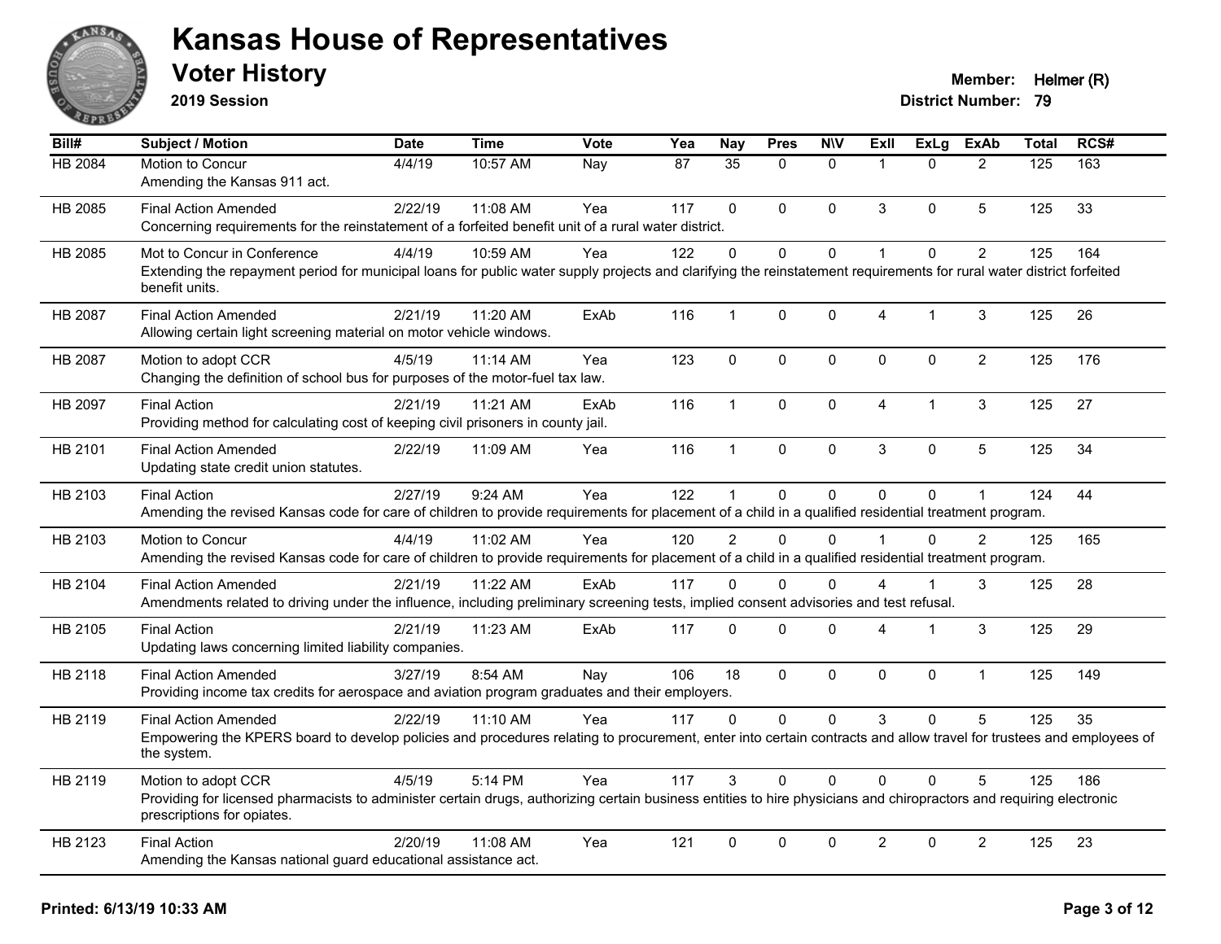# Kansas House of Representatives

## Voter History

**2019 Session**

**Member:** Helmer (R)
**District Number:** 79

| Bill# | Subject / Motion | Date | Time | Vote | Yea | Nay | Pres | N\V | ExII | ExLg | ExAb | Total | RCS# |
|---|---|---|---|---|---|---|---|---|---|---|---|---|---|
| HB 2084 | Motion to Concur<br>Amending the Kansas 911 act. | 4/4/19 | 10:57 AM | Nay | 87 | 35 | 0 | 0 | 1 | 0 | 2 | 125 | 163 |
| HB 2085 | Final Action Amended<br>Concerning requirements for the reinstatement of a forfeited benefit unit of a rural water district. | 2/22/19 | 11:08 AM | Yea | 117 | 0 | 0 | 0 | 3 | 0 | 5 | 125 | 33 |
| HB 2085 | Mot to Concur in Conference<br>Extending the repayment period for municipal loans for public water supply projects and clarifying the reinstatement requirements for rural water district forfeited benefit units. | 4/4/19 | 10:59 AM | Yea | 122 | 0 | 0 | 0 | 1 | 0 | 2 | 125 | 164 |
| HB 2087 | Final Action Amended<br>Allowing certain light screening material on motor vehicle windows. | 2/21/19 | 11:20 AM | ExAb | 116 | 1 | 0 | 0 | 4 | 1 | 3 | 125 | 26 |
| HB 2087 | Motion to adopt CCR<br>Changing the definition of school bus for purposes of the motor-fuel tax law. | 4/5/19 | 11:14 AM | Yea | 123 | 0 | 0 | 0 | 0 | 0 | 2 | 125 | 176 |
| HB 2097 | Final Action<br>Providing method for calculating cost of keeping civil prisoners in county jail. | 2/21/19 | 11:21 AM | ExAb | 116 | 1 | 0 | 0 | 4 | 1 | 3 | 125 | 27 |
| HB 2101 | Final Action Amended<br>Updating state credit union statutes. | 2/22/19 | 11:09 AM | Yea | 116 | 1 | 0 | 0 | 3 | 0 | 5 | 125 | 34 |
| HB 2103 | Final Action<br>Amending the revised Kansas code for care of children to provide requirements for placement of a child in a qualified residential treatment program. | 2/27/19 | 9:24 AM | Yea | 122 | 1 | 0 | 0 | 0 | 0 | 1 | 124 | 44 |
| HB 2103 | Motion to Concur<br>Amending the revised Kansas code for care of children to provide requirements for placement of a child in a qualified residential treatment program. | 4/4/19 | 11:02 AM | Yea | 120 | 2 | 0 | 0 | 1 | 0 | 2 | 125 | 165 |
| HB 2104 | Final Action Amended<br>Amendments related to driving under the influence, including preliminary screening tests, implied consent advisories and test refusal. | 2/21/19 | 11:22 AM | ExAb | 117 | 0 | 0 | 0 | 4 | 1 | 3 | 125 | 28 |
| HB 2105 | Final Action<br>Updating laws concerning limited liability companies. | 2/21/19 | 11:23 AM | ExAb | 117 | 0 | 0 | 0 | 4 | 1 | 3 | 125 | 29 |
| HB 2118 | Final Action Amended<br>Providing income tax credits for aerospace and aviation program graduates and their employers. | 3/27/19 | 8:54 AM | Nay | 106 | 18 | 0 | 0 | 0 | 0 | 1 | 125 | 149 |
| HB 2119 | Final Action Amended<br>Empowering the KPERS board to develop policies and procedures relating to procurement, enter into certain contracts and allow travel for trustees and employees of the system. | 2/22/19 | 11:10 AM | Yea | 117 | 0 | 0 | 0 | 3 | 0 | 5 | 125 | 35 |
| HB 2119 | Motion to adopt CCR<br>Providing for licensed pharmacists to administer certain drugs, authorizing certain business entities to hire physicians and chiropractors and requiring electronic prescriptions for opiates. | 4/5/19 | 5:14 PM | Yea | 117 | 3 | 0 | 0 | 0 | 0 | 5 | 125 | 186 |
| HB 2123 | Final Action<br>Amending the Kansas national guard educational assistance act. | 2/20/19 | 11:08 AM | Yea | 121 | 0 | 0 | 0 | 2 | 0 | 2 | 125 | 23 |

Printed: 6/13/19 10:33 AM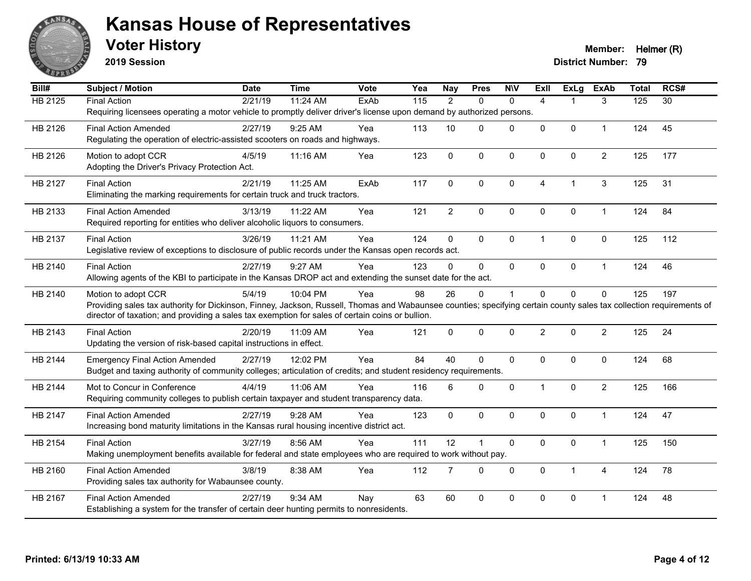# Kansas House of Representatives

## Voter History

**2019 Session**

**Member:** Helmer (R)
**District Number:** 79

| Bill# | Subject / Motion | Date | Time | Vote | Yea | Nay | Pres | N\V | ExII | ExLg | ExAb | Total | RCS# |
|---|---|---|---|---|---|---|---|---|---|---|---|---|---|
| HB 2125 | Final Action | 2/21/19 | 11:24 AM | ExAb | 115 | 2 | 0 | 0 | 4 | 1 | 3 | 125 | 30 |
| | Requiring licensees operating a motor vehicle to promptly deliver driver's license upon demand by authorized persons. | | | | | | | | | | | | |
| HB 2126 | Final Action Amended | 2/27/19 | 9:25 AM | Yea | 113 | 10 | 0 | 0 | 0 | 0 | 1 | 124 | 45 |
| | Regulating the operation of electric-assisted scooters on roads and highways. | | | | | | | | | | | | |
| HB 2126 | Motion to adopt CCR | 4/5/19 | 11:16 AM | Yea | 123 | 0 | 0 | 0 | 0 | 0 | 2 | 125 | 177 |
| | Adopting the Driver's Privacy Protection Act. | | | | | | | | | | | | |
| HB 2127 | Final Action | 2/21/19 | 11:25 AM | ExAb | 117 | 0 | 0 | 0 | 4 | 1 | 3 | 125 | 31 |
| | Eliminating the marking requirements for certain truck and truck tractors. | | | | | | | | | | | | |
| HB 2133 | Final Action Amended | 3/13/19 | 11:22 AM | Yea | 121 | 2 | 0 | 0 | 0 | 0 | 1 | 124 | 84 |
| | Required reporting for entities who deliver alcoholic liquors to consumers. | | | | | | | | | | | | |
| HB 2137 | Final Action | 3/26/19 | 11:21 AM | Yea | 124 | 0 | 0 | 0 | 1 | 0 | 0 | 125 | 112 |
| | Legislative review of exceptions to disclosure of public records under the Kansas open records act. | | | | | | | | | | | | |
| HB 2140 | Final Action | 2/27/19 | 9:27 AM | Yea | 123 | 0 | 0 | 0 | 0 | 0 | 1 | 124 | 46 |
| | Allowing agents of the KBI to participate in the Kansas DROP act and extending the sunset date for the act. | | | | | | | | | | | | |
| HB 2140 | Motion to adopt CCR | 5/4/19 | 10:04 PM | Yea | 98 | 26 | 0 | 1 | 0 | 0 | 0 | 125 | 197 |
| | Providing sales tax authority for Dickinson, Finney, Jackson, Russell, Thomas and Wabaunsee counties; specifying certain county sales tax collection requirements of director of taxation; and providing a sales tax exemption for sales of certain coins or bullion. | | | | | | | | | | | | |
| HB 2143 | Final Action | 2/20/19 | 11:09 AM | Yea | 121 | 0 | 0 | 0 | 2 | 0 | 2 | 125 | 24 |
| | Updating the version of risk-based capital instructions in effect. | | | | | | | | | | | | |
| HB 2144 | Emergency Final Action Amended | 2/27/19 | 12:02 PM | Yea | 84 | 40 | 0 | 0 | 0 | 0 | 0 | 124 | 68 |
| | Budget and taxing authority of community colleges; articulation of credits; and student residency requirements. | | | | | | | | | | | | |
| HB 2144 | Mot to Concur in Conference | 4/4/19 | 11:06 AM | Yea | 116 | 6 | 0 | 0 | 1 | 0 | 2 | 125 | 166 |
| | Requiring community colleges to publish certain taxpayer and student transparency data. | | | | | | | | | | | | |
| HB 2147 | Final Action Amended | 2/27/19 | 9:28 AM | Yea | 123 | 0 | 0 | 0 | 0 | 0 | 1 | 124 | 47 |
| | Increasing bond maturity limitations in the Kansas rural housing incentive district act. | | | | | | | | | | | | |
| HB 2154 | Final Action | 3/27/19 | 8:56 AM | Yea | 111 | 12 | 1 | 0 | 0 | 0 | 1 | 125 | 150 |
| | Making unemployment benefits available for federal and state employees who are required to work without pay. | | | | | | | | | | | | |
| HB 2160 | Final Action Amended | 3/8/19 | 8:38 AM | Yea | 112 | 7 | 0 | 0 | 0 | 1 | 4 | 124 | 78 |
| | Providing sales tax authority for Wabaunsee county. | | | | | | | | | | | | |
| HB 2167 | Final Action Amended | 2/27/19 | 9:34 AM | Nay | 63 | 60 | 0 | 0 | 0 | 0 | 1 | 124 | 48 |
| | Establishing a system for the transfer of certain deer hunting permits to nonresidents. | | | | | | | | | | | | |

Printed: 6/13/19 10:33 AM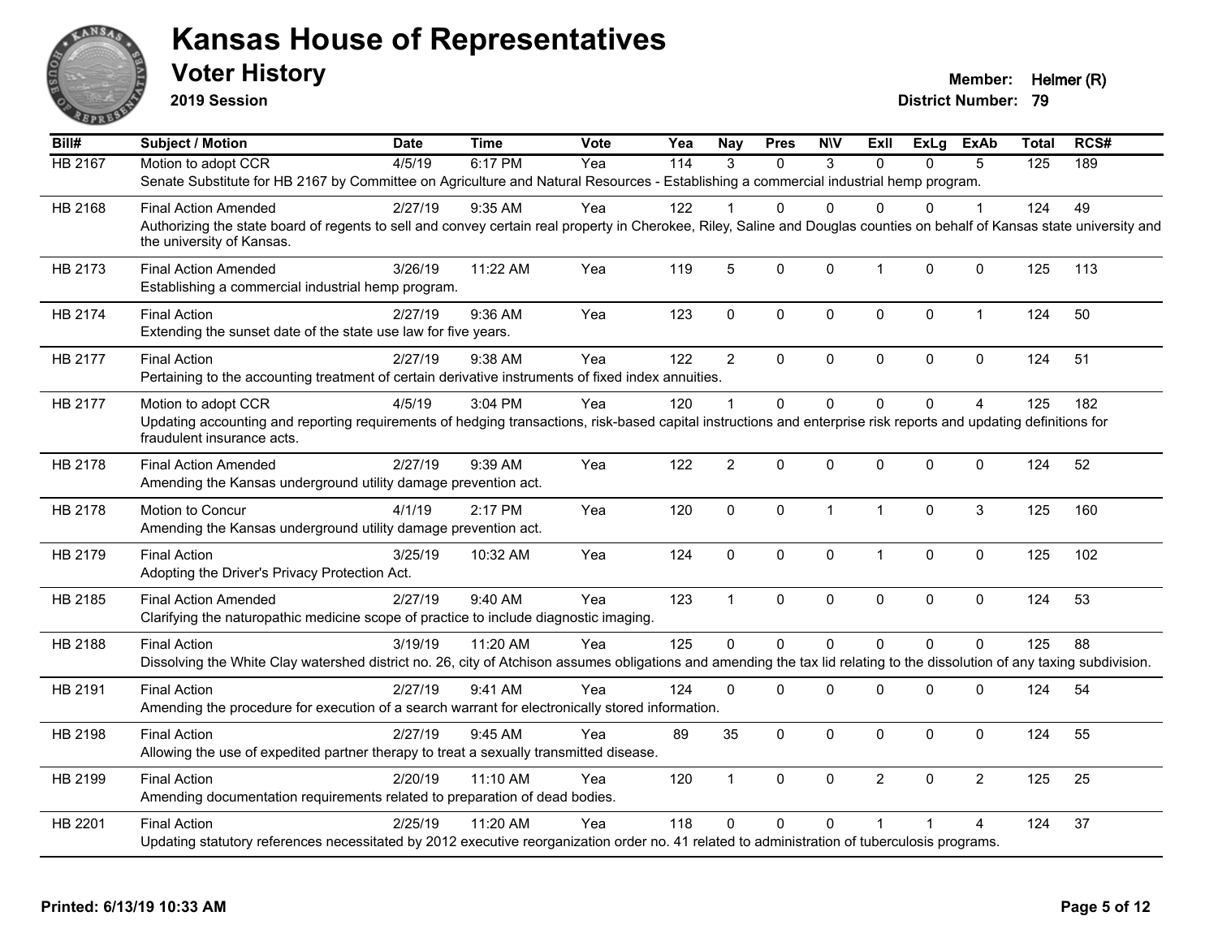# Kansas House of Representatives

## Voter History

**2019 Session**

**Member:** Helmer (R)
**District Number:** 79

| Bill# | Subject / Motion | Date | Time | Vote | Yea | Nay | Pres | N\V | ExII | ExLg | ExAb | Total | RCS# |
|---|---|---|---|---|---|---|---|---|---|---|---|---|---|
| HB 2167 | Motion to adopt CCR | 4/5/19 | 6:17 PM | Yea | 114 | 3 | 0 | 3 | 0 | 0 | 5 | 125 | 189 |
| | Senate Substitute for HB 2167 by Committee on Agriculture and Natural Resources - Establishing a commercial industrial hemp program. | | | | | | | | | | | | |
| HB 2168 | Final Action Amended | 2/27/19 | 9:35 AM | Yea | 122 | 1 | 0 | 0 | 0 | 0 | 1 | 124 | 49 |
| | Authorizing the state board of regents to sell and convey certain real property in Cherokee, Riley, Saline and Douglas counties on behalf of Kansas state university and the university of Kansas. | | | | | | | | | | | | |
| HB 2173 | Final Action Amended | 3/26/19 | 11:22 AM | Yea | 119 | 5 | 0 | 0 | 1 | 0 | 0 | 125 | 113 |
| | Establishing a commercial industrial hemp program. | | | | | | | | | | | | |
| HB 2174 | Final Action | 2/27/19 | 9:36 AM | Yea | 123 | 0 | 0 | 0 | 0 | 0 | 1 | 124 | 50 |
| | Extending the sunset date of the state use law for five years. | | | | | | | | | | | | |
| HB 2177 | Final Action | 2/27/19 | 9:38 AM | Yea | 122 | 2 | 0 | 0 | 0 | 0 | 0 | 124 | 51 |
| | Pertaining to the accounting treatment of certain derivative instruments of fixed index annuities. | | | | | | | | | | | | |
| HB 2177 | Motion to adopt CCR | 4/5/19 | 3:04 PM | Yea | 120 | 1 | 0 | 0 | 0 | 0 | 4 | 125 | 182 |
| | Updating accounting and reporting requirements of hedging transactions, risk-based capital instructions and enterprise risk reports and updating definitions for fraudulent insurance acts. | | | | | | | | | | | | |
| HB 2178 | Final Action Amended | 2/27/19 | 9:39 AM | Yea | 122 | 2 | 0 | 0 | 0 | 0 | 0 | 124 | 52 |
| | Amending the Kansas underground utility damage prevention act. | | | | | | | | | | | | |
| HB 2178 | Motion to Concur | 4/1/19 | 2:17 PM | Yea | 120 | 0 | 0 | 1 | 1 | 0 | 3 | 125 | 160 |
| | Amending the Kansas underground utility damage prevention act. | | | | | | | | | | | | |
| HB 2179 | Final Action | 3/25/19 | 10:32 AM | Yea | 124 | 0 | 0 | 0 | 1 | 0 | 0 | 125 | 102 |
| | Adopting the Driver's Privacy Protection Act. | | | | | | | | | | | | |
| HB 2185 | Final Action Amended | 2/27/19 | 9:40 AM | Yea | 123 | 1 | 0 | 0 | 0 | 0 | 0 | 124 | 53 |
| | Clarifying the naturopathic medicine scope of practice to include diagnostic imaging. | | | | | | | | | | | | |
| HB 2188 | Final Action | 3/19/19 | 11:20 AM | Yea | 125 | 0 | 0 | 0 | 0 | 0 | 0 | 125 | 88 |
| | Dissolving the White Clay watershed district no. 26, city of Atchison assumes obligations and amending the tax lid relating to the dissolution of any taxing subdivision. | | | | | | | | | | | | |
| HB 2191 | Final Action | 2/27/19 | 9:41 AM | Yea | 124 | 0 | 0 | 0 | 0 | 0 | 0 | 124 | 54 |
| | Amending the procedure for execution of a search warrant for electronically stored information. | | | | | | | | | | | | |
| HB 2198 | Final Action | 2/27/19 | 9:45 AM | Yea | 89 | 35 | 0 | 0 | 0 | 0 | 0 | 124 | 55 |
| | Allowing the use of expedited partner therapy to treat a sexually transmitted disease. | | | | | | | | | | | | |
| HB 2199 | Final Action | 2/20/19 | 11:10 AM | Yea | 120 | 1 | 0 | 0 | 2 | 0 | 2 | 125 | 25 |
| | Amending documentation requirements related to preparation of dead bodies. | | | | | | | | | | | | |
| HB 2201 | Final Action | 2/25/19 | 11:20 AM | Yea | 118 | 0 | 0 | 0 | 1 | 1 | 4 | 124 | 37 |
| | Updating statutory references necessitated by 2012 executive reorganization order no. 41 related to administration of tuberculosis programs. | | | | | | | | | | | | |

**Printed: 6/13/19 10:33 AM**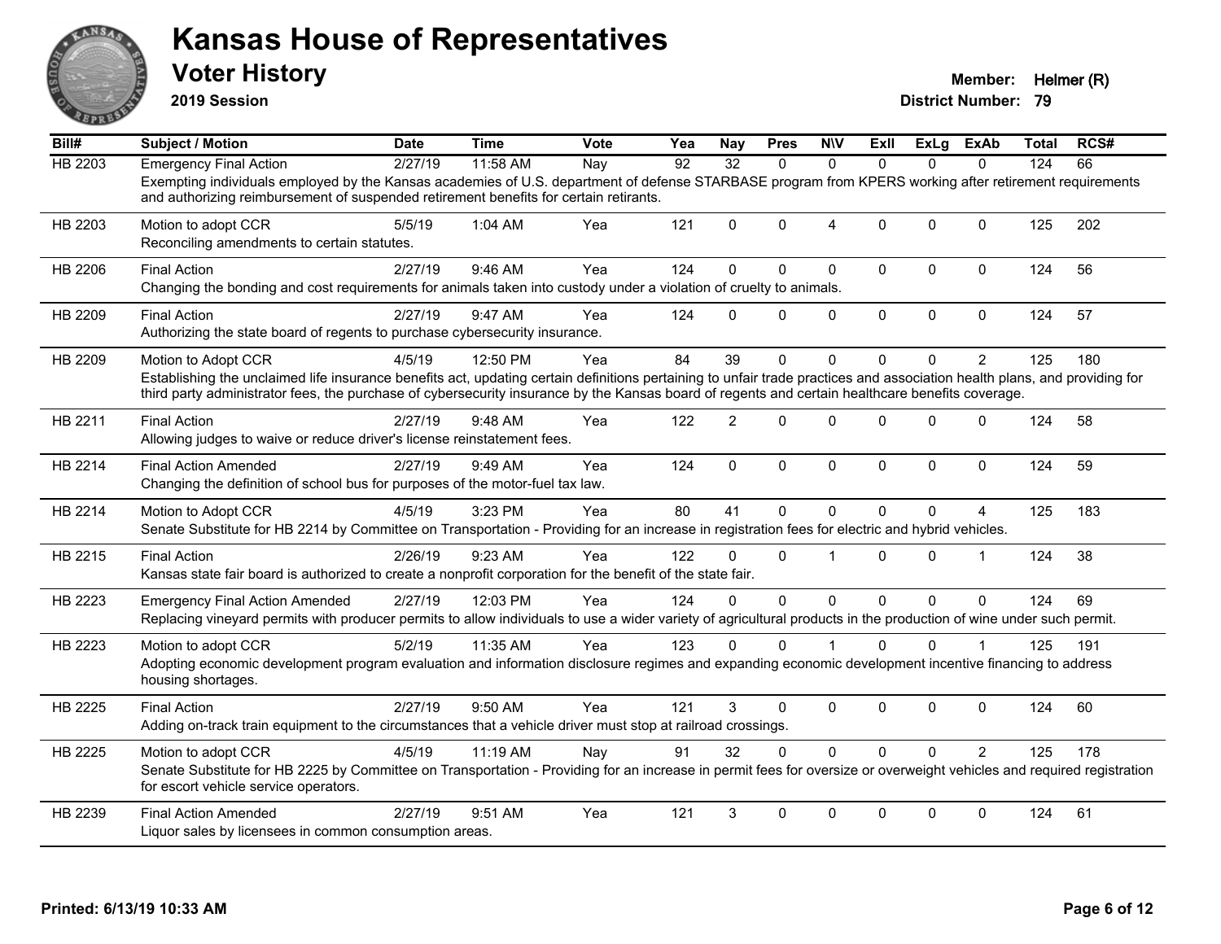# Kansas House of Representatives

## Voter History

**2019 Session**

**Member:** Helmer (R)
**District Number:** 79

| Bill# | Subject / Motion | Date | Time | Vote | Yea | Nay | Pres | N\V | ExII | ExLg | ExAb | Total | RCS# |
|---|---|---|---|---|---|---|---|---|---|---|---|---|---|
| HB 2203 | Emergency Final Action | 2/27/19 | 11:58 AM | Nay | 92 | 32 | 0 | 0 | 0 | 0 | 0 | 124 | 66 |
| | Exempting individuals employed by the Kansas academies of U.S. department of defense STARBASE program from KPERS working after retirement requirements and authorizing reimbursement of suspended retirement benefits for certain retirants. | | | | | | | | | | | | |
| HB 2203 | Motion to adopt CCR | 5/5/19 | 1:04 AM | Yea | 121 | 0 | 0 | 4 | 0 | 0 | 0 | 125 | 202 |
| | Reconciling amendments to certain statutes. | | | | | | | | | | | | |
| HB 2206 | Final Action | 2/27/19 | 9:46 AM | Yea | 124 | 0 | 0 | 0 | 0 | 0 | 0 | 124 | 56 |
| | Changing the bonding and cost requirements for animals taken into custody under a violation of cruelty to animals. | | | | | | | | | | | | |
| HB 2209 | Final Action | 2/27/19 | 9:47 AM | Yea | 124 | 0 | 0 | 0 | 0 | 0 | 0 | 124 | 57 |
| | Authorizing the state board of regents to purchase cybersecurity insurance. | | | | | | | | | | | | |
| HB 2209 | Motion to Adopt CCR | 4/5/19 | 12:50 PM | Yea | 84 | 39 | 0 | 0 | 0 | 0 | 2 | 125 | 180 |
| | Establishing the unclaimed life insurance benefits act, updating certain definitions pertaining to unfair trade practices and association health plans, and providing for third party administrator fees, the purchase of cybersecurity insurance by the Kansas board of regents and certain healthcare benefits coverage. | | | | | | | | | | | | |
| HB 2211 | Final Action | 2/27/19 | 9:48 AM | Yea | 122 | 2 | 0 | 0 | 0 | 0 | 0 | 124 | 58 |
| | Allowing judges to waive or reduce driver's license reinstatement fees. | | | | | | | | | | | | |
| HB 2214 | Final Action Amended | 2/27/19 | 9:49 AM | Yea | 124 | 0 | 0 | 0 | 0 | 0 | 0 | 124 | 59 |
| | Changing the definition of school bus for purposes of the motor-fuel tax law. | | | | | | | | | | | | |
| HB 2214 | Motion to Adopt CCR | 4/5/19 | 3:23 PM | Yea | 80 | 41 | 0 | 0 | 0 | 0 | 4 | 125 | 183 |
| | Senate Substitute for HB 2214 by Committee on Transportation - Providing for an increase in registration fees for electric and hybrid vehicles. | | | | | | | | | | | | |
| HB 2215 | Final Action | 2/26/19 | 9:23 AM | Yea | 122 | 0 | 0 | 1 | 0 | 0 | 1 | 124 | 38 |
| | Kansas state fair board is authorized to create a nonprofit corporation for the benefit of the state fair. | | | | | | | | | | | | |
| HB 2223 | Emergency Final Action Amended | 2/27/19 | 12:03 PM | Yea | 124 | 0 | 0 | 0 | 0 | 0 | 0 | 124 | 69 |
| | Replacing vineyard permits with producer permits to allow individuals to use a wider variety of agricultural products in the production of wine under such permit. | | | | | | | | | | | | |
| HB 2223 | Motion to adopt CCR | 5/2/19 | 11:35 AM | Yea | 123 | 0 | 0 | 1 | 0 | 0 | 1 | 125 | 191 |
| | Adopting economic development program evaluation and information disclosure regimes and expanding economic development incentive financing to address housing shortages. | | | | | | | | | | | | |
| HB 2225 | Final Action | 2/27/19 | 9:50 AM | Yea | 121 | 3 | 0 | 0 | 0 | 0 | 0 | 124 | 60 |
| | Adding on-track train equipment to the circumstances that a vehicle driver must stop at railroad crossings. | | | | | | | | | | | | |
| HB 2225 | Motion to adopt CCR | 4/5/19 | 11:19 AM | Nay | 91 | 32 | 0 | 0 | 0 | 0 | 2 | 125 | 178 |
| | Senate Substitute for HB 2225 by Committee on Transportation - Providing for an increase in permit fees for oversize or overweight vehicles and required registration for escort vehicle service operators. | | | | | | | | | | | | |
| HB 2239 | Final Action Amended | 2/27/19 | 9:51 AM | Yea | 121 | 3 | 0 | 0 | 0 | 0 | 0 | 124 | 61 |
| | Liquor sales by licensees in common consumption areas. | | | | | | | | | | | | |

**Printed: 6/13/19 10:33 AM**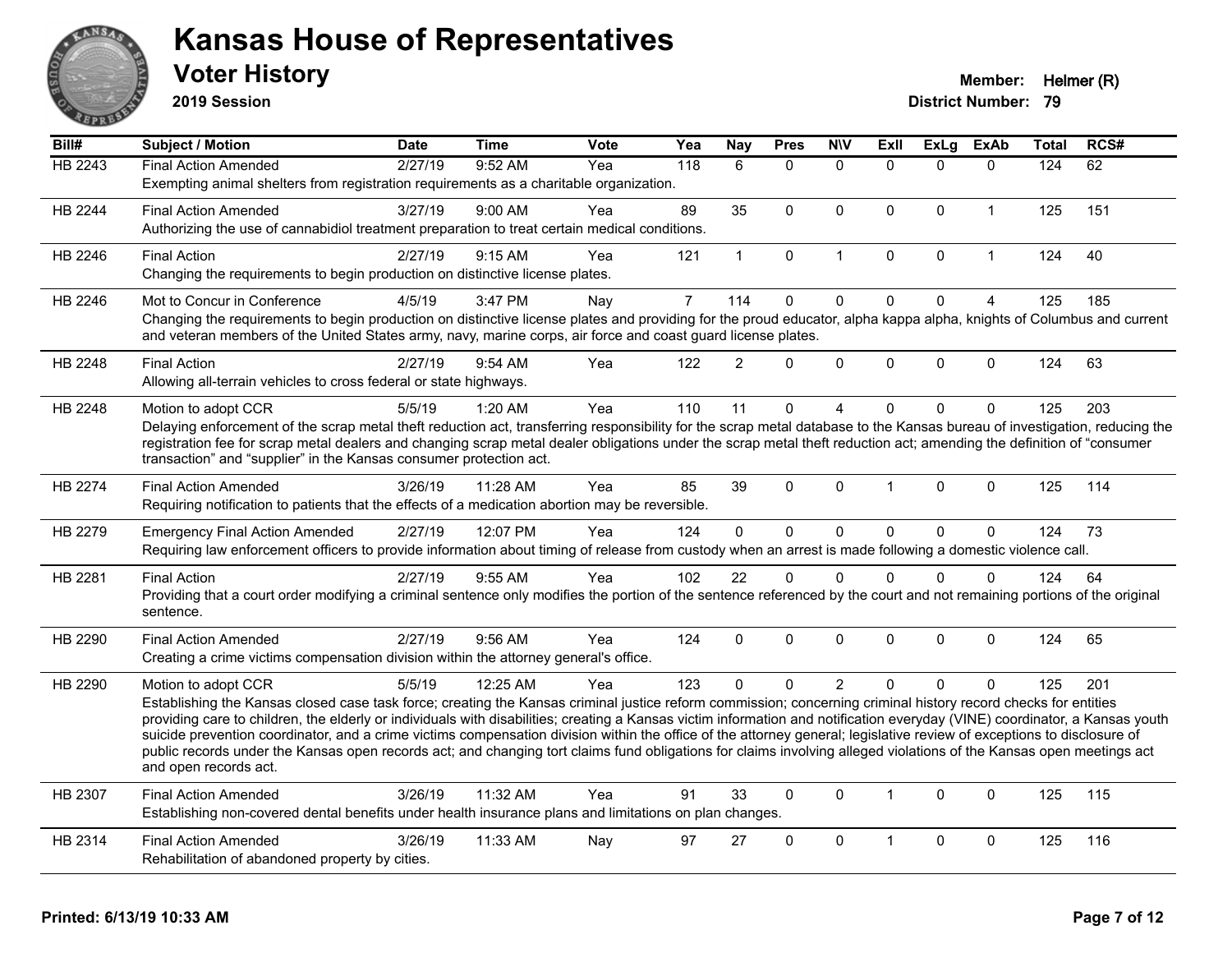# Kansas House of Representatives

## Voter History

**2019 Session**

**Member:** Helmer (R)
**District Number:** 79

| Bill# | Subject / Motion | Date | Time | Vote | Yea | Nay | Pres | N\V | ExII | ExLg | ExAb | Total | RCS# |
|---|---|---|---|---|---|---|---|---|---|---|---|---|---|
| HB 2243 | Final Action Amended | 2/27/19 | 9:52 AM | Yea | 118 | 6 | 0 | 0 | 0 | 0 | 0 | 124 | 62 |
| | Exempting animal shelters from registration requirements as a charitable organization. | | | | | | | | | | | | |
| HB 2244 | Final Action Amended | 3/27/19 | 9:00 AM | Yea | 89 | 35 | 0 | 0 | 0 | 0 | 1 | 125 | 151 |
| | Authorizing the use of cannabidiol treatment preparation to treat certain medical conditions. | | | | | | | | | | | | |
| HB 2246 | Final Action | 2/27/19 | 9:15 AM | Yea | 121 | 1 | 0 | 1 | 0 | 0 | 1 | 124 | 40 |
| | Changing the requirements to begin production on distinctive license plates. | | | | | | | | | | | | |
| HB 2246 | Mot to Concur in Conference | 4/5/19 | 3:47 PM | Nay | 7 | 114 | 0 | 0 | 0 | 0 | 4 | 125 | 185 |
| | Changing the requirements to begin production on distinctive license plates and providing for the proud educator, alpha kappa alpha, knights of Columbus and current and veteran members of the United States army, navy, marine corps, air force and coast guard license plates. | | | | | | | | | | | | |
| HB 2248 | Final Action | 2/27/19 | 9:54 AM | Yea | 122 | 2 | 0 | 0 | 0 | 0 | 0 | 124 | 63 |
| | Allowing all-terrain vehicles to cross federal or state highways. | | | | | | | | | | | | |
| HB 2248 | Motion to adopt CCR | 5/5/19 | 1:20 AM | Yea | 110 | 11 | 0 | 4 | 0 | 0 | 0 | 125 | 203 |
| | Delaying enforcement of the scrap metal theft reduction act, transferring responsibility for the scrap metal database to the Kansas bureau of investigation, reducing the registration fee for scrap metal dealers and changing scrap metal dealer obligations under the scrap metal theft reduction act; amending the definition of "consumer transaction" and "supplier" in the Kansas consumer protection act. | | | | | | | | | | | | |
| HB 2274 | Final Action Amended | 3/26/19 | 11:28 AM | Yea | 85 | 39 | 0 | 0 | 1 | 0 | 0 | 125 | 114 |
| | Requiring notification to patients that the effects of a medication abortion may be reversible. | | | | | | | | | | | | |
| HB 2279 | Emergency Final Action Amended | 2/27/19 | 12:07 PM | Yea | 124 | 0 | 0 | 0 | 0 | 0 | 0 | 124 | 73 |
| | Requiring law enforcement officers to provide information about timing of release from custody when an arrest is made following a domestic violence call. | | | | | | | | | | | | |
| HB 2281 | Final Action | 2/27/19 | 9:55 AM | Yea | 102 | 22 | 0 | 0 | 0 | 0 | 0 | 124 | 64 |
| | Providing that a court order modifying a criminal sentence only modifies the portion of the sentence referenced by the court and not remaining portions of the original sentence. | | | | | | | | | | | | |
| HB 2290 | Final Action Amended | 2/27/19 | 9:56 AM | Yea | 124 | 0 | 0 | 0 | 0 | 0 | 0 | 124 | 65 |
| | Creating a crime victims compensation division within the attorney general's office. | | | | | | | | | | | | |
| HB 2290 | Motion to adopt CCR | 5/5/19 | 12:25 AM | Yea | 123 | 0 | 0 | 2 | 0 | 0 | 0 | 125 | 201 |
| | Establishing the Kansas closed case task force; creating the Kansas criminal justice reform commission; concerning criminal history record checks for entities providing care to children, the elderly or individuals with disabilities; creating a Kansas victim information and notification everyday (VINE) coordinator, a Kansas youth suicide prevention coordinator, and a crime victims compensation division within the office of the attorney general; legislative review of exceptions to disclosure of public records under the Kansas open records act; and changing tort claims fund obligations for claims involving alleged violations of the Kansas open meetings act and open records act. | | | | | | | | | | | | |
| HB 2307 | Final Action Amended | 3/26/19 | 11:32 AM | Yea | 91 | 33 | 0 | 0 | 1 | 0 | 0 | 125 | 115 |
| | Establishing non-covered dental benefits under health insurance plans and limitations on plan changes. | | | | | | | | | | | | |
| HB 2314 | Final Action Amended | 3/26/19 | 11:33 AM | Nay | 97 | 27 | 0 | 0 | 1 | 0 | 0 | 125 | 116 |
| | Rehabilitation of abandoned property by cities. | | | | | | | | | | | | |

**Printed: 6/13/19 10:33 AM**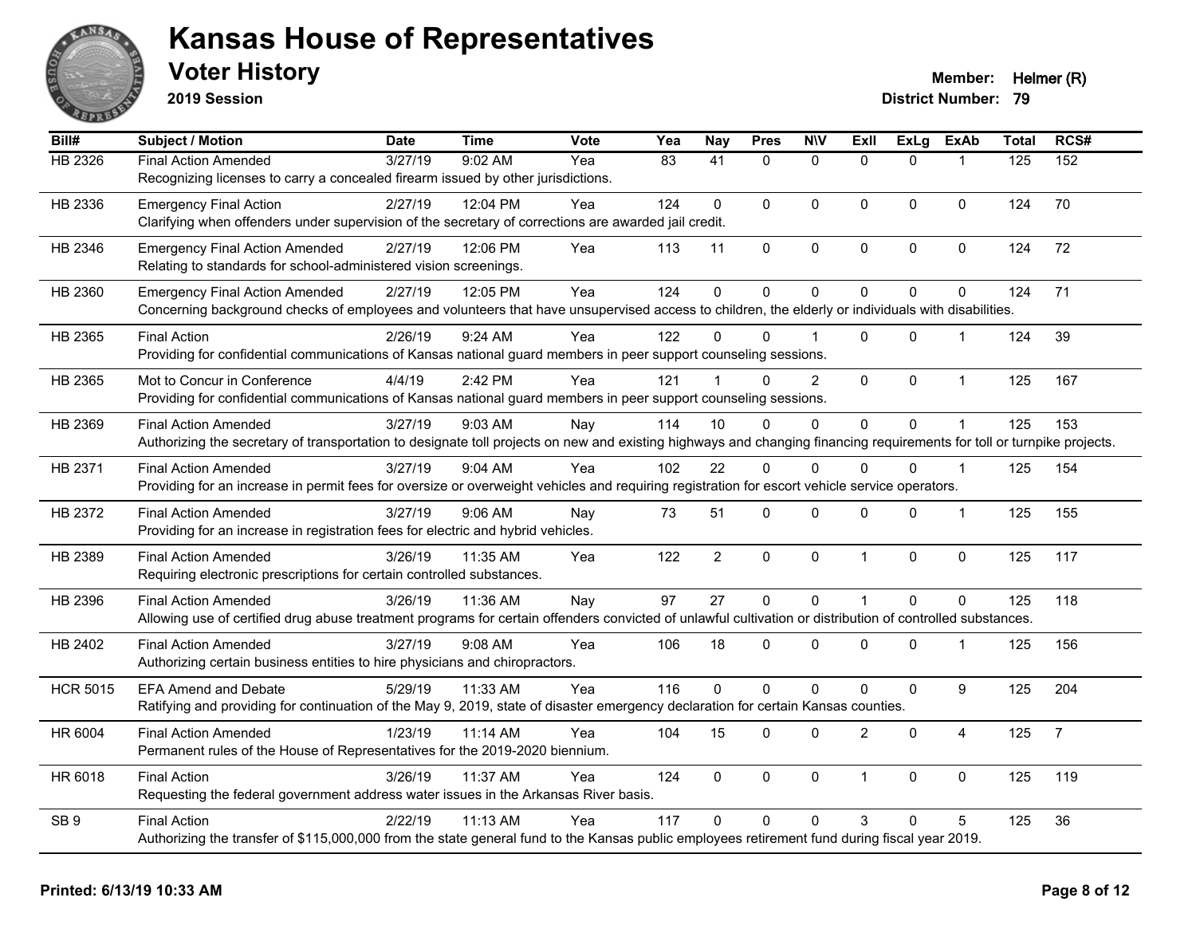# Kansas House of Representatives

## Voter History

**2019 Session**

**Member:** Helmer (R)
**District Number:** 79

| Bill# | Subject / Motion | Date | Time | Vote | Yea | Nay | Pres | N\V | ExII | ExLg | ExAb | Total | RCS# |
|---|---|---|---|---|---|---|---|---|---|---|---|---|---|
| HB 2326 | Final Action Amended | 3/27/19 | 9:02 AM | Yea | 83 | 41 | 0 | 0 | 0 | 0 | 1 | 125 | 152 |
| | Recognizing licenses to carry a concealed firearm issued by other jurisdictions. | | | | | | | | | | | | |
| HB 2336 | Emergency Final Action | 2/27/19 | 12:04 PM | Yea | 124 | 0 | 0 | 0 | 0 | 0 | 0 | 124 | 70 |
| | Clarifying when offenders under supervision of the secretary of corrections are awarded jail credit. | | | | | | | | | | | | |
| HB 2346 | Emergency Final Action Amended | 2/27/19 | 12:06 PM | Yea | 113 | 11 | 0 | 0 | 0 | 0 | 0 | 124 | 72 |
| | Relating to standards for school-administered vision screenings. | | | | | | | | | | | | |
| HB 2360 | Emergency Final Action Amended | 2/27/19 | 12:05 PM | Yea | 124 | 0 | 0 | 0 | 0 | 0 | 0 | 124 | 71 |
| | Concerning background checks of employees and volunteers that have unsupervised access to children, the elderly or individuals with disabilities. | | | | | | | | | | | | |
| HB 2365 | Final Action | 2/26/19 | 9:24 AM | Yea | 122 | 0 | 0 | 1 | 0 | 0 | 1 | 124 | 39 |
| | Providing for confidential communications of Kansas national guard members in peer support counseling sessions. | | | | | | | | | | | | |
| HB 2365 | Mot to Concur in Conference | 4/4/19 | 2:42 PM | Yea | 121 | 1 | 0 | 2 | 0 | 0 | 1 | 125 | 167 |
| | Providing for confidential communications of Kansas national guard members in peer support counseling sessions. | | | | | | | | | | | | |
| HB 2369 | Final Action Amended | 3/27/19 | 9:03 AM | Nay | 114 | 10 | 0 | 0 | 0 | 0 | 1 | 125 | 153 |
| | Authorizing the secretary of transportation to designate toll projects on new and existing highways and changing financing requirements for toll or turnpike projects. | | | | | | | | | | | | |
| HB 2371 | Final Action Amended | 3/27/19 | 9:04 AM | Yea | 102 | 22 | 0 | 0 | 0 | 0 | 1 | 125 | 154 |
| | Providing for an increase in permit fees for oversize or overweight vehicles and requiring registration for escort vehicle service operators. | | | | | | | | | | | | |
| HB 2372 | Final Action Amended | 3/27/19 | 9:06 AM | Nay | 73 | 51 | 0 | 0 | 0 | 0 | 1 | 125 | 155 |
| | Providing for an increase in registration fees for electric and hybrid vehicles. | | | | | | | | | | | | |
| HB 2389 | Final Action Amended | 3/26/19 | 11:35 AM | Yea | 122 | 2 | 0 | 0 | 1 | 0 | 0 | 125 | 117 |
| | Requiring electronic prescriptions for certain controlled substances. | | | | | | | | | | | | |
| HB 2396 | Final Action Amended | 3/26/19 | 11:36 AM | Nay | 97 | 27 | 0 | 0 | 1 | 0 | 0 | 125 | 118 |
| | Allowing use of certified drug abuse treatment programs for certain offenders convicted of unlawful cultivation or distribution of controlled substances. | | | | | | | | | | | | |
| HB 2402 | Final Action Amended | 3/27/19 | 9:08 AM | Yea | 106 | 18 | 0 | 0 | 0 | 0 | 1 | 125 | 156 |
| | Authorizing certain business entities to hire physicians and chiropractors. | | | | | | | | | | | | |
| HCR 5015 | EFA Amend and Debate | 5/29/19 | 11:33 AM | Yea | 116 | 0 | 0 | 0 | 0 | 0 | 9 | 125 | 204 |
| | Ratifying and providing for continuation of the May 9, 2019, state of disaster emergency declaration for certain Kansas counties. | | | | | | | | | | | | |
| HR 6004 | Final Action Amended | 1/23/19 | 11:14 AM | Yea | 104 | 15 | 0 | 0 | 2 | 0 | 4 | 125 | 7 |
| | Permanent rules of the House of Representatives for the 2019-2020 biennium. | | | | | | | | | | | | |
| HR 6018 | Final Action | 3/26/19 | 11:37 AM | Yea | 124 | 0 | 0 | 0 | 1 | 0 | 0 | 125 | 119 |
| | Requesting the federal government address water issues in the Arkansas River basis. | | | | | | | | | | | | |
| SB 9 | Final Action | 2/22/19 | 11:13 AM | Yea | 117 | 0 | 0 | 0 | 3 | 0 | 5 | 125 | 36 |
| | Authorizing the transfer of $115,000,000 from the state general fund to the Kansas public employees retirement fund during fiscal year 2019. | | | | | | | | | | | | |

**Printed: 6/13/19 10:33 AM**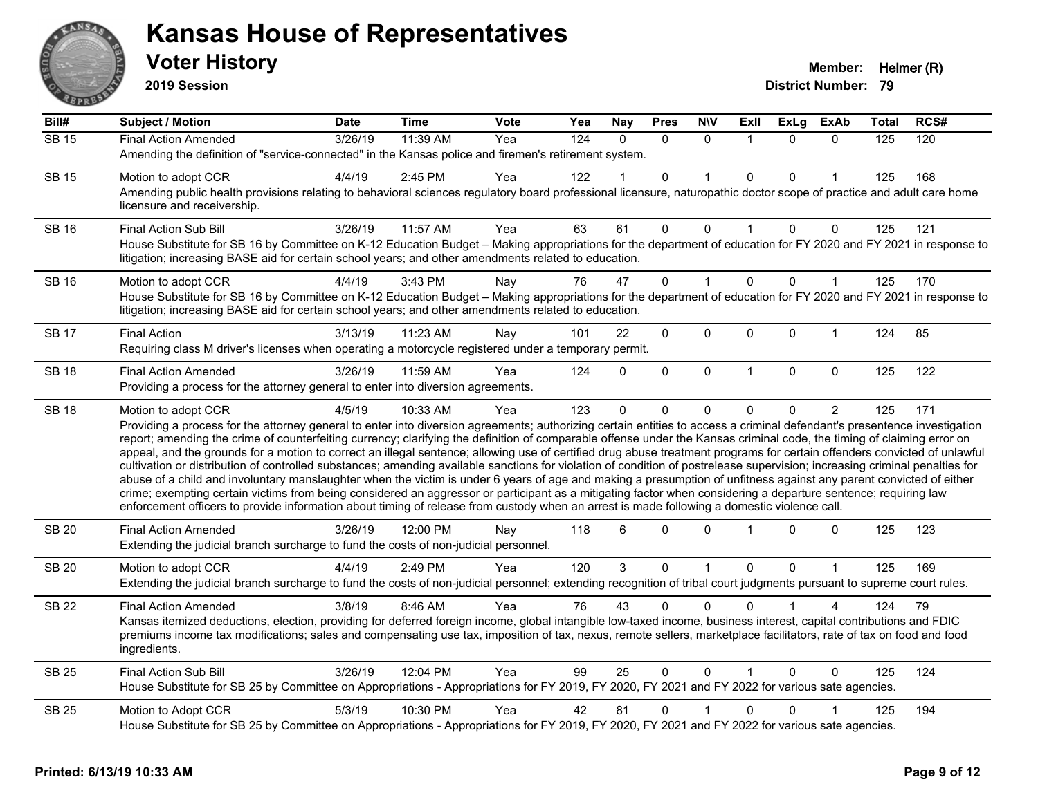# Kansas House of Representatives

## Voter History

**2019 Session**

**Member:** Helmer (R)
**District Number:** 79

| Bill# | Subject / Motion | Date | Time | Vote | Yea | Nay | Pres | N\V | ExII | ExLg | ExAb | Total | RCS# |
|---|---|---|---|---|---|---|---|---|---|---|---|---|---|
| SB 15 | Final Action Amended | 3/26/19 | 11:39 AM | Yea | 124 | 0 | 0 | 0 | 1 | 0 | 0 | 125 | 120 |
| | Amending the definition of "service-connected" in the Kansas police and firemen's retirement system. | | | | | | | | | | | | |
| SB 15 | Motion to adopt CCR | 4/4/19 | 2:45 PM | Yea | 122 | 1 | 0 | 1 | 0 | 0 | 1 | 125 | 168 |
| | Amending public health provisions relating to behavioral sciences regulatory board professional licensure, naturopathic doctor scope of practice and adult care home licensure and receivership. | | | | | | | | | | | | |
| SB 16 | Final Action Sub Bill | 3/26/19 | 11:57 AM | Yea | 63 | 61 | 0 | 0 | 1 | 0 | 0 | 125 | 121 |
| | House Substitute for SB 16 by Committee on K-12 Education Budget – Making appropriations for the department of education for FY 2020 and FY 2021 in response to litigation; increasing BASE aid for certain school years; and other amendments related to education. | | | | | | | | | | | | |
| SB 16 | Motion to adopt CCR | 4/4/19 | 3:43 PM | Nay | 76 | 47 | 0 | 1 | 0 | 0 | 1 | 125 | 170 |
| | House Substitute for SB 16 by Committee on K-12 Education Budget – Making appropriations for the department of education for FY 2020 and FY 2021 in response to litigation; increasing BASE aid for certain school years; and other amendments related to education. | | | | | | | | | | | | |
| SB 17 | Final Action | 3/13/19 | 11:23 AM | Nay | 101 | 22 | 0 | 0 | 0 | 0 | 1 | 124 | 85 |
| | Requiring class M driver's licenses when operating a motorcycle registered under a temporary permit. | | | | | | | | | | | | |
| SB 18 | Final Action Amended | 3/26/19 | 11:59 AM | Yea | 124 | 0 | 0 | 0 | 1 | 0 | 0 | 125 | 122 |
| | Providing a process for the attorney general to enter into diversion agreements. | | | | | | | | | | | | |
| SB 18 | Motion to adopt CCR | 4/5/19 | 10:33 AM | Yea | 123 | 0 | 0 | 0 | 0 | 0 | 2 | 125 | 171 |
| | Providing a process for the attorney general to enter into diversion agreements; authorizing certain entities to access a criminal defendant's presentence investigation report; amending the crime of counterfeiting currency; clarifying the definition of comparable offense under the Kansas criminal code, the timing of claiming error on appeal, and the grounds for a motion to correct an illegal sentence; allowing use of certified drug abuse treatment programs for certain offenders convicted of unlawful cultivation or distribution of controlled substances; amending available sanctions for violation of condition of postrelease supervision; increasing criminal penalties for abuse of a child and involuntary manslaughter when the victim is under 6 years of age and making a presumption of unfitness against any parent convicted of either crime; exempting certain victims from being considered an aggressor or participant as a mitigating factor when considering a departure sentence; requiring law enforcement officers to provide information about timing of release from custody when an arrest is made following a domestic violence call. | | | | | | | | | | | | |
| SB 20 | Final Action Amended | 3/26/19 | 12:00 PM | Nay | 118 | 6 | 0 | 0 | 1 | 0 | 0 | 125 | 123 |
| | Extending the judicial branch surcharge to fund the costs of non-judicial personnel. | | | | | | | | | | | | |
| SB 20 | Motion to adopt CCR | 4/4/19 | 2:49 PM | Yea | 120 | 3 | 0 | 1 | 0 | 0 | 1 | 125 | 169 |
| | Extending the judicial branch surcharge to fund the costs of non-judicial personnel; extending recognition of tribal court judgments pursuant to supreme court rules. | | | | | | | | | | | | |
| SB 22 | Final Action Amended | 3/8/19 | 8:46 AM | Yea | 76 | 43 | 0 | 0 | 0 | 1 | 4 | 124 | 79 |
| | Kansas itemized deductions, election, providing for deferred foreign income, global intangible low-taxed income, business interest, capital contributions and FDIC premiums income tax modifications; sales and compensating use tax, imposition of tax, nexus, remote sellers, marketplace facilitators, rate of tax on food and food ingredients. | | | | | | | | | | | | |
| SB 25 | Final Action Sub Bill | 3/26/19 | 12:04 PM | Yea | 99 | 25 | 0 | 0 | 1 | 0 | 0 | 125 | 124 |
| | House Substitute for SB 25 by Committee on Appropriations - Appropriations for FY 2019, FY 2020, FY 2021 and FY 2022 for various sate agencies. | | | | | | | | | | | | |
| SB 25 | Motion to Adopt CCR | 5/3/19 | 10:30 PM | Yea | 42 | 81 | 0 | 1 | 0 | 0 | 1 | 125 | 194 |
| | House Substitute for SB 25 by Committee on Appropriations - Appropriations for FY 2019, FY 2020, FY 2021 and FY 2022 for various sate agencies. | | | | | | | | | | | | |

**Printed: 6/13/19 10:33 AM**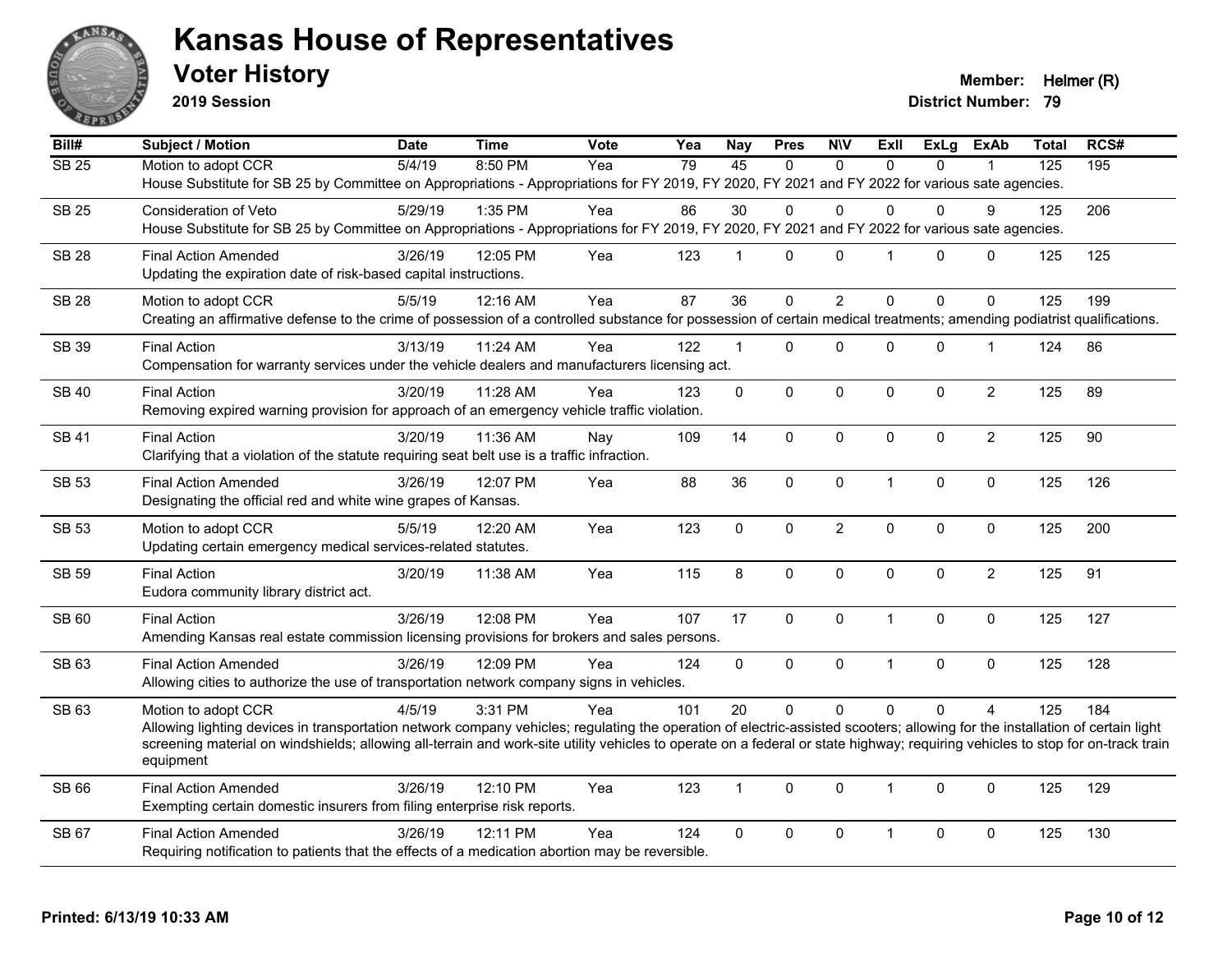# Kansas House of Representatives

## Voter History

**2019 Session**

**Member:** Helmer (R)
**District Number:** 79

| Bill# | Subject / Motion | Date | Time | Vote | Yea | Nay | Pres | N\V | ExII | ExLg | ExAb | Total | RCS# |
|---|---|---|---|---|---|---|---|---|---|---|---|---|---|
| SB 25 | Motion to adopt CCR | 5/4/19 | 8:50 PM | Yea | 79 | 45 | 0 | 0 | 0 | 0 | 1 | 125 | 195 |
| | House Substitute for SB 25 by Committee on Appropriations - Appropriations for FY 2019, FY 2020, FY 2021 and FY 2022 for various sate agencies. | | | | | | | | | | | | |
| SB 25 | Consideration of Veto | 5/29/19 | 1:35 PM | Yea | 86 | 30 | 0 | 0 | 0 | 0 | 9 | 125 | 206 |
| | House Substitute for SB 25 by Committee on Appropriations - Appropriations for FY 2019, FY 2020, FY 2021 and FY 2022 for various sate agencies. | | | | | | | | | | | | |
| SB 28 | Final Action Amended | 3/26/19 | 12:05 PM | Yea | 123 | 1 | 0 | 0 | 1 | 0 | 0 | 125 | 125 |
| | Updating the expiration date of risk-based capital instructions. | | | | | | | | | | | | |
| SB 28 | Motion to adopt CCR | 5/5/19 | 12:16 AM | Yea | 87 | 36 | 0 | 2 | 0 | 0 | 0 | 125 | 199 |
| | Creating an affirmative defense to the crime of possession of a controlled substance for possession of certain medical treatments; amending podiatrist qualifications. | | | | | | | | | | | | |
| SB 39 | Final Action | 3/13/19 | 11:24 AM | Yea | 122 | 1 | 0 | 0 | 0 | 0 | 1 | 124 | 86 |
| | Compensation for warranty services under the vehicle dealers and manufacturers licensing act. | | | | | | | | | | | | |
| SB 40 | Final Action | 3/20/19 | 11:28 AM | Yea | 123 | 0 | 0 | 0 | 0 | 0 | 2 | 125 | 89 |
| | Removing expired warning provision for approach of an emergency vehicle traffic violation. | | | | | | | | | | | | |
| SB 41 | Final Action | 3/20/19 | 11:36 AM | Nay | 109 | 14 | 0 | 0 | 0 | 0 | 2 | 125 | 90 |
| | Clarifying that a violation of the statute requiring seat belt use is a traffic infraction. | | | | | | | | | | | | |
| SB 53 | Final Action Amended | 3/26/19 | 12:07 PM | Yea | 88 | 36 | 0 | 0 | 1 | 0 | 0 | 125 | 126 |
| | Designating the official red and white wine grapes of Kansas. | | | | | | | | | | | | |
| SB 53 | Motion to adopt CCR | 5/5/19 | 12:20 AM | Yea | 123 | 0 | 0 | 2 | 0 | 0 | 0 | 125 | 200 |
| | Updating certain emergency medical services-related statutes. | | | | | | | | | | | | |
| SB 59 | Final Action | 3/20/19 | 11:38 AM | Yea | 115 | 8 | 0 | 0 | 0 | 0 | 2 | 125 | 91 |
| | Eudora community library district act. | | | | | | | | | | | | |
| SB 60 | Final Action | 3/26/19 | 12:08 PM | Yea | 107 | 17 | 0 | 0 | 1 | 0 | 0 | 125 | 127 |
| | Amending Kansas real estate commission licensing provisions for brokers and sales persons. | | | | | | | | | | | | |
| SB 63 | Final Action Amended | 3/26/19 | 12:09 PM | Yea | 124 | 0 | 0 | 0 | 1 | 0 | 0 | 125 | 128 |
| | Allowing cities to authorize the use of transportation network company signs in vehicles. | | | | | | | | | | | | |
| SB 63 | Motion to adopt CCR | 4/5/19 | 3:31 PM | Yea | 101 | 20 | 0 | 0 | 0 | 0 | 4 | 125 | 184 |
| | Allowing lighting devices in transportation network company vehicles; regulating the operation of electric-assisted scooters; allowing for the installation of certain light screening material on windshields; allowing all-terrain and work-site utility vehicles to operate on a federal or state highway; requiring vehicles to stop for on-track train equipment | | | | | | | | | | | | |
| SB 66 | Final Action Amended | 3/26/19 | 12:10 PM | Yea | 123 | 1 | 0 | 0 | 1 | 0 | 0 | 125 | 129 |
| | Exempting certain domestic insurers from filing enterprise risk reports. | | | | | | | | | | | | |
| SB 67 | Final Action Amended | 3/26/19 | 12:11 PM | Yea | 124 | 0 | 0 | 0 | 1 | 0 | 0 | 125 | 130 |
| | Requiring notification to patients that the effects of a medication abortion may be reversible. | | | | | | | | | | | | |

**Printed: 6/13/19 10:33 AM**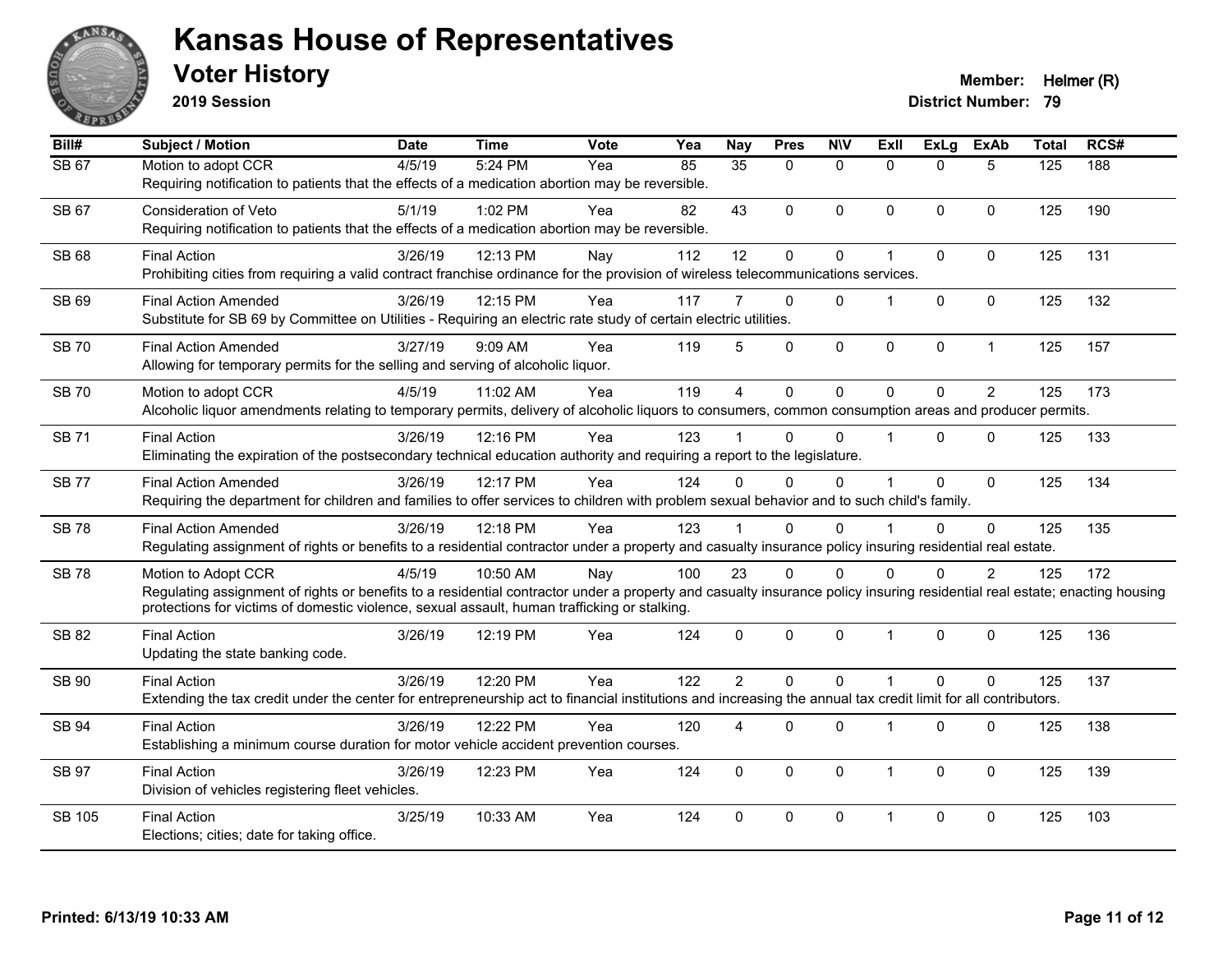# Kansas House of Representatives

## Voter History

**2019 Session**

**Member:** Helmer (R)
**District Number:** 79

| Bill# | Subject / Motion | Date | Time | Vote | Yea | Nay | Pres | N\V | ExII | ExLg | ExAb | Total | RCS# |
|---|---|---|---|---|---|---|---|---|---|---|---|---|---|
| SB 67 | Motion to adopt CCR<br>Requiring notification to patients that the effects of a medication abortion may be reversible. | 4/5/19 | 5:24 PM | Yea | 85 | 35 | 0 | 0 | 0 | 0 | 5 | 125 | 188 |
| SB 67 | Consideration of Veto<br>Requiring notification to patients that the effects of a medication abortion may be reversible. | 5/1/19 | 1:02 PM | Yea | 82 | 43 | 0 | 0 | 0 | 0 | 0 | 125 | 190 |
| SB 68 | Final Action<br>Prohibiting cities from requiring a valid contract franchise ordinance for the provision of wireless telecommunications services. | 3/26/19 | 12:13 PM | Nay | 112 | 12 | 0 | 0 | 1 | 0 | 0 | 125 | 131 |
| SB 69 | Final Action Amended<br>Substitute for SB 69 by Committee on Utilities - Requiring an electric rate study of certain electric utilities. | 3/26/19 | 12:15 PM | Yea | 117 | 7 | 0 | 0 | 1 | 0 | 0 | 125 | 132 |
| SB 70 | Final Action Amended<br>Allowing for temporary permits for the selling and serving of alcoholic liquor. | 3/27/19 | 9:09 AM | Yea | 119 | 5 | 0 | 0 | 0 | 0 | 1 | 125 | 157 |
| SB 70 | Motion to adopt CCR<br>Alcoholic liquor amendments relating to temporary permits, delivery of alcoholic liquors to consumers, common consumption areas and producer permits. | 4/5/19 | 11:02 AM | Yea | 119 | 4 | 0 | 0 | 0 | 0 | 2 | 125 | 173 |
| SB 71 | Final Action<br>Eliminating the expiration of the postsecondary technical education authority and requiring a report to the legislature. | 3/26/19 | 12:16 PM | Yea | 123 | 1 | 0 | 0 | 1 | 0 | 0 | 125 | 133 |
| SB 77 | Final Action Amended<br>Requiring the department for children and families to offer services to children with problem sexual behavior and to such child's family. | 3/26/19 | 12:17 PM | Yea | 124 | 0 | 0 | 0 | 1 | 0 | 0 | 125 | 134 |
| SB 78 | Final Action Amended<br>Regulating assignment of rights or benefits to a residential contractor under a property and casualty insurance policy insuring residential real estate. | 3/26/19 | 12:18 PM | Yea | 123 | 1 | 0 | 0 | 1 | 0 | 0 | 125 | 135 |
| SB 78 | Motion to Adopt CCR<br>Regulating assignment of rights or benefits to a residential contractor under a property and casualty insurance policy insuring residential real estate; enacting housing protections for victims of domestic violence, sexual assault, human trafficking or stalking. | 4/5/19 | 10:50 AM | Nay | 100 | 23 | 0 | 0 | 0 | 0 | 2 | 125 | 172 |
| SB 82 | Final Action<br>Updating the state banking code. | 3/26/19 | 12:19 PM | Yea | 124 | 0 | 0 | 0 | 1 | 0 | 0 | 125 | 136 |
| SB 90 | Final Action<br>Extending the tax credit under the center for entrepreneurship act to financial institutions and increasing the annual tax credit limit for all contributors. | 3/26/19 | 12:20 PM | Yea | 122 | 2 | 0 | 0 | 1 | 0 | 0 | 125 | 137 |
| SB 94 | Final Action<br>Establishing a minimum course duration for motor vehicle accident prevention courses. | 3/26/19 | 12:22 PM | Yea | 120 | 4 | 0 | 0 | 1 | 0 | 0 | 125 | 138 |
| SB 97 | Final Action<br>Division of vehicles registering fleet vehicles. | 3/26/19 | 12:23 PM | Yea | 124 | 0 | 0 | 0 | 1 | 0 | 0 | 125 | 139 |
| SB 105 | Final Action<br>Elections; cities; date for taking office. | 3/25/19 | 10:33 AM | Yea | 124 | 0 | 0 | 0 | 1 | 0 | 0 | 125 | 103 |

Printed: 6/13/19 10:33 AM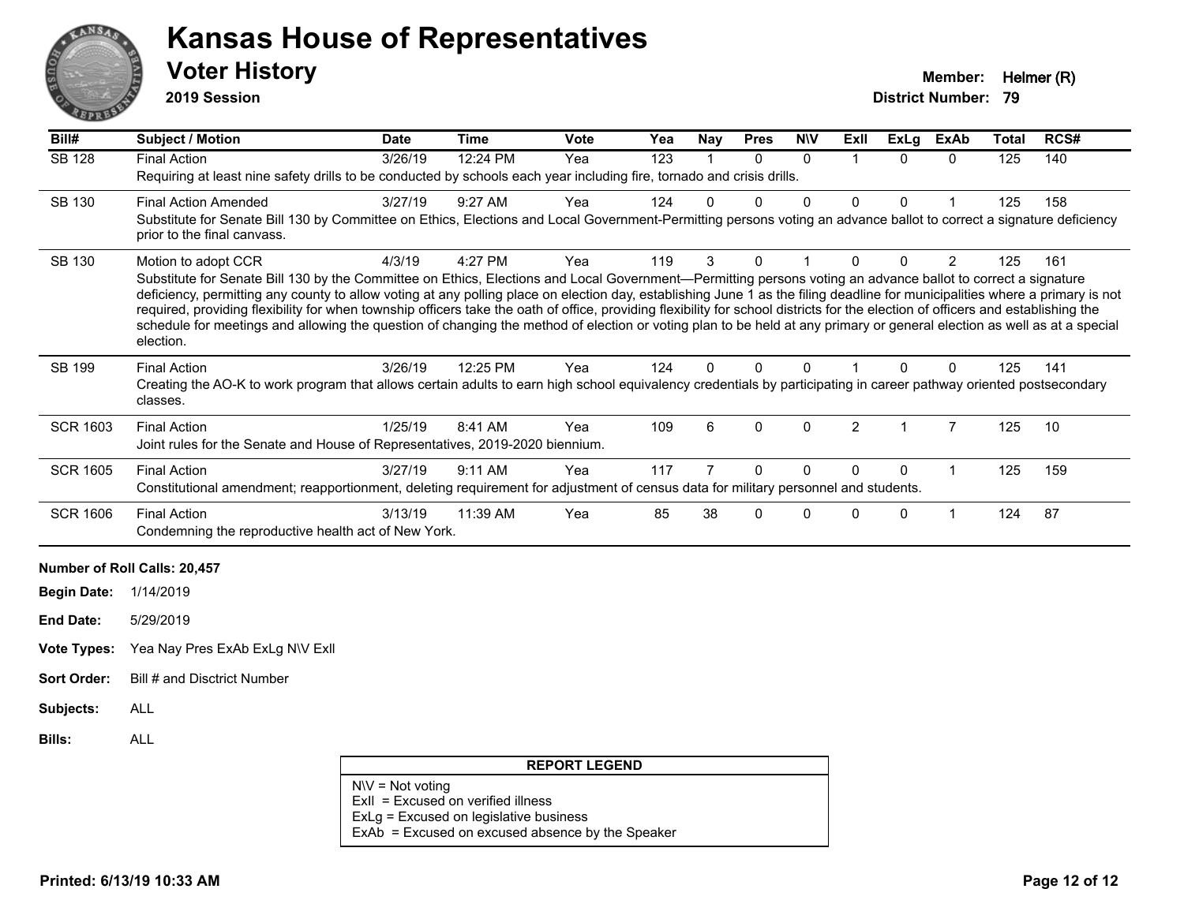# Kansas House of Representatives

## Voter History

**2019 Session**

**Member:** Helmer (R)
**District Number:** 79

| Bill# | Subject / Motion | Date | Time | Vote | Yea | Nay | Pres | N\V | ExIl | ExLg | ExAb | Total | RCS# |
|---|---|---|---|---|---|---|---|---|---|---|---|---|---|
| SB 128 | Final Action | 3/26/19 | 12:24 PM | Yea | 123 | 1 | 0 | 0 | 1 | 0 | 0 | 125 | 140 |
| | Requiring at least nine safety drills to be conducted by schools each year including fire, tornado and crisis drills. | | | | | | | | | | | | |
| SB 130 | Final Action Amended | 3/27/19 | 9:27 AM | Yea | 124 | 0 | 0 | 0 | 0 | 0 | 1 | 125 | 158 |
| | Substitute for Senate Bill 130 by Committee on Ethics, Elections and Local Government-Permitting persons voting an advance ballot to correct a signature deficiency prior to the final canvass. | | | | | | | | | | | | |
| SB 130 | Motion to adopt CCR | 4/3/19 | 4:27 PM | Yea | 119 | 3 | 0 | 1 | 0 | 0 | 2 | 125 | 161 |
| | Substitute for Senate Bill 130 by the Committee on Ethics, Elections and Local Government—Permitting persons voting an advance ballot to correct a signature deficiency, permitting any county to allow voting at any polling place on election day, establishing June 1 as the filing deadline for municipalities where a primary is not required, providing flexibility for when township officers take the oath of office, providing flexibility for school districts for the election of officers and establishing the schedule for meetings and allowing the question of changing the method of election or voting plan to be held at any primary or general election as well as at a special election. | | | | | | | | | | | | |
| SB 199 | Final Action | 3/26/19 | 12:25 PM | Yea | 124 | 0 | 0 | 0 | 1 | 0 | 0 | 125 | 141 |
| | Creating the AO-K to work program that allows certain adults to earn high school equivalency credentials by participating in career pathway oriented postsecondary classes. | | | | | | | | | | | | |
| SCR 1603 | Final Action | 1/25/19 | 8:41 AM | Yea | 109 | 6 | 0 | 0 | 2 | 1 | 7 | 125 | 10 |
| | Joint rules for the Senate and House of Representatives, 2019-2020 biennium. | | | | | | | | | | | | |
| SCR 1605 | Final Action | 3/27/19 | 9:11 AM | Yea | 117 | 7 | 0 | 0 | 0 | 0 | 1 | 125 | 159 |
| | Constitutional amendment; reapportionment, deleting requirement for adjustment of census data for military personnel and students. | | | | | | | | | | | | |
| SCR 1606 | Final Action | 3/13/19 | 11:39 AM | Yea | 85 | 38 | 0 | 0 | 0 | 0 | 1 | 124 | 87 |
| | Condemning the reproductive health act of New York. | | | | | | | | | | | | |

**Number of Roll Calls: 20,457**

**Begin Date:** 1/14/2019

**End Date:** 5/29/2019

**Vote Types:** Yea Nay Pres ExAb ExLg N\V ExIl

**Sort Order:** Bill # and Disctrict Number

**Subjects:** ALL

**Bills:** ALL

**REPORT LEGEND**

N\V = Not voting
ExIl = Excused on verified illness
ExLg = Excused on legislative business
ExAb = Excused on excused absence by the Speaker

**Printed: 6/13/19 10:33 AM**